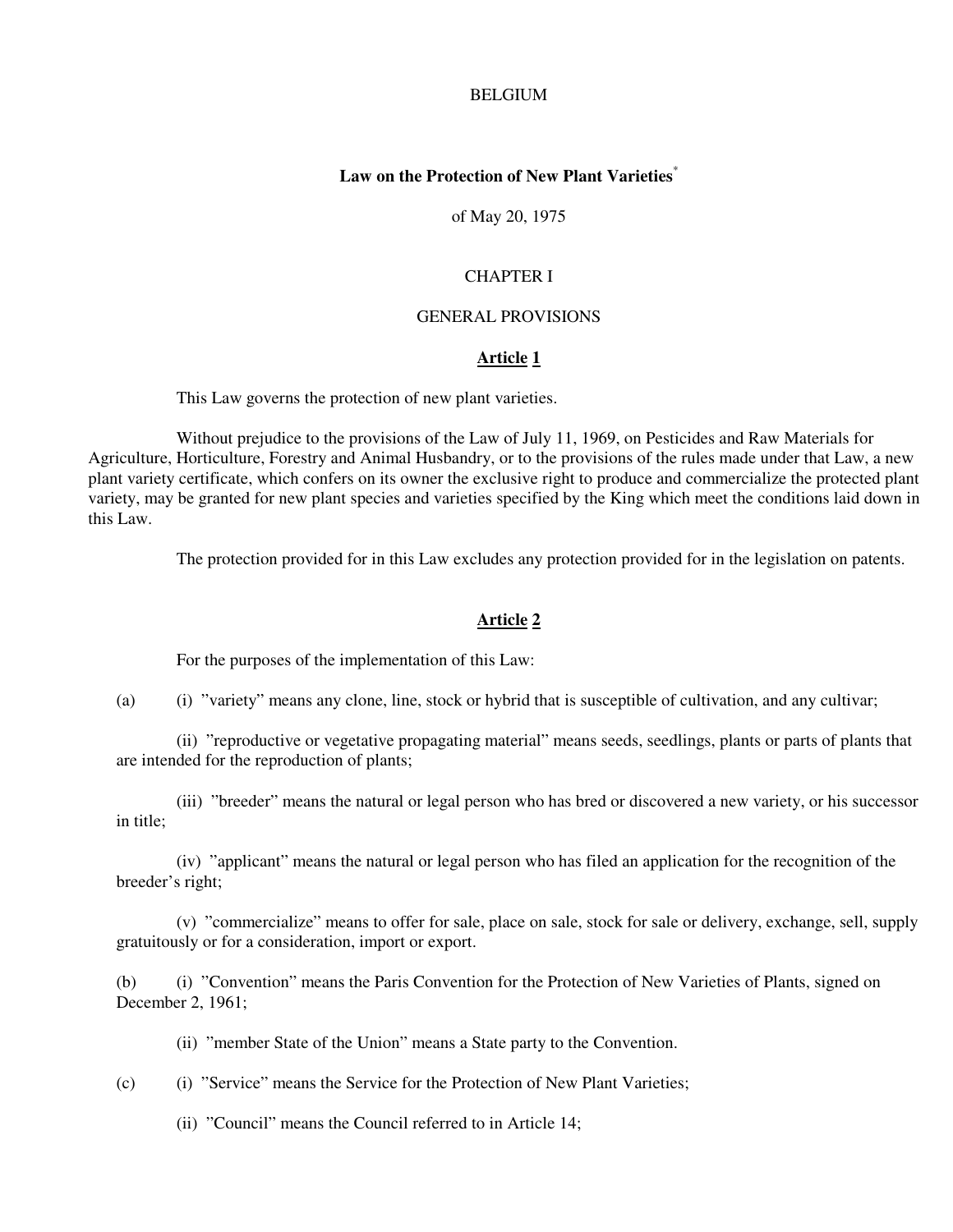BELGIUM

# Law on the Protection of New Plant Varieties[*]

of May 20, 1975

## CHAPTER I

## GENERAL PROVISIONS

### Article 1

This Law governs the protection of new plant varieties.

Without prejudice to the provisions of the Law of July 11, 1969, on Pesticides and Raw Materials for Agriculture, Horticulture, Forestry and Animal Husbandry, or to the provisions of the rules made under that Law, a new plant variety certificate, which confers on its owner the exclusive right to produce and commercialize the protected plant variety, may be granted for new plant species and varieties specified by the King which meet the conditions laid down in this Law.

The protection provided for in this Law excludes any protection provided for in the legislation on patents.

### Article 2

For the purposes of the implementation of this Law:

(a) (i) "variety" means any clone, line, stock or hybrid that is susceptible of cultivation, and any cultivar;

(ii) "reproductive or vegetative propagating material" means seeds, seedlings, plants or parts of plants that are intended for the reproduction of plants;

(iii) "breeder" means the natural or legal person who has bred or discovered a new variety, or his successor in title;

(iv) "applicant" means the natural or legal person who has filed an application for the recognition of the breeder's right;

(v) "commercialize" means to offer for sale, place on sale, stock for sale or delivery, exchange, sell, supply gratuitously or for a consideration, import or export.

(b) (i) "Convention" means the Paris Convention for the Protection of New Varieties of Plants, signed on December 2, 1961;

(ii) "member State of the Union" means a State party to the Convention.

(c) (i) "Service" means the Service for the Protection of New Plant Varieties;

(ii) "Council" means the Council referred to in Article 14;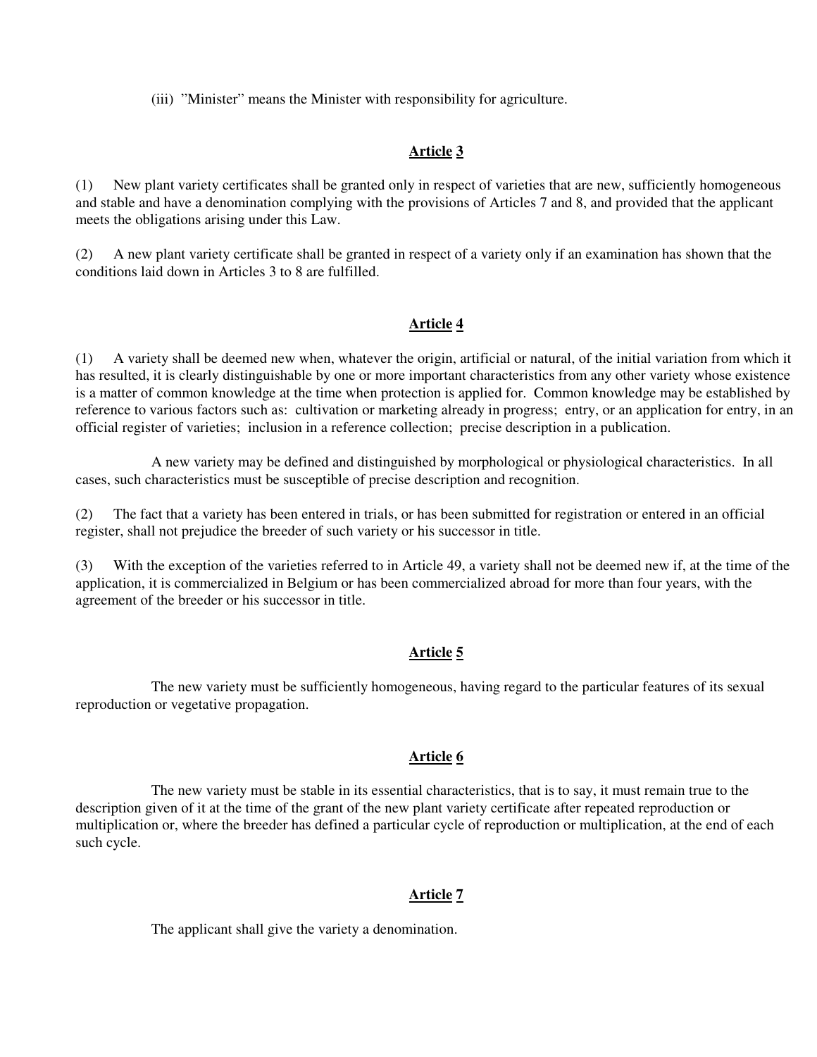(iii) "Minister" means the Minister with responsibility for agriculture.

## Article 3

(1) New plant variety certificates shall be granted only in respect of varieties that are new, sufficiently homogeneous and stable and have a denomination complying with the provisions of Articles 7 and 8, and provided that the applicant meets the obligations arising under this Law.

(2) A new plant variety certificate shall be granted in respect of a variety only if an examination has shown that the conditions laid down in Articles 3 to 8 are fulfilled.

## Article 4

(1) A variety shall be deemed new when, whatever the origin, artificial or natural, of the initial variation from which it has resulted, it is clearly distinguishable by one or more important characteristics from any other variety whose existence is a matter of common knowledge at the time when protection is applied for. Common knowledge may be established by reference to various factors such as: cultivation or marketing already in progress; entry, or an application for entry, in an official register of varieties; inclusion in a reference collection; precise description in a publication.

A new variety may be defined and distinguished by morphological or physiological characteristics. In all cases, such characteristics must be susceptible of precise description and recognition.

(2) The fact that a variety has been entered in trials, or has been submitted for registration or entered in an official register, shall not prejudice the breeder of such variety or his successor in title.

(3) With the exception of the varieties referred to in Article 49, a variety shall not be deemed new if, at the time of the application, it is commercialized in Belgium or has been commercialized abroad for more than four years, with the agreement of the breeder or his successor in title.

## Article 5

The new variety must be sufficiently homogeneous, having regard to the particular features of its sexual reproduction or vegetative propagation.

## Article 6

The new variety must be stable in its essential characteristics, that is to say, it must remain true to the description given of it at the time of the grant of the new plant variety certificate after repeated reproduction or multiplication or, where the breeder has defined a particular cycle of reproduction or multiplication, at the end of each such cycle.

## Article 7

The applicant shall give the variety a denomination.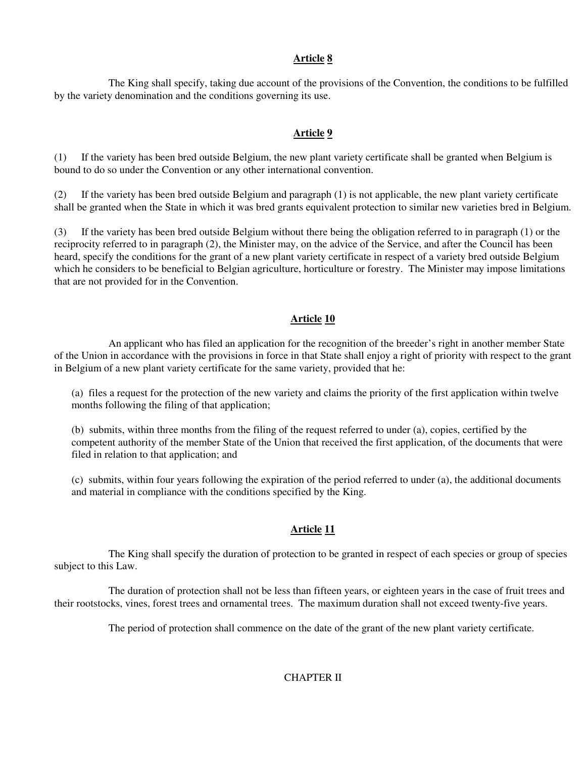## Article 8

The King shall specify, taking due account of the provisions of the Convention, the conditions to be fulfilled by the variety denomination and the conditions governing its use.

## Article 9

(1) If the variety has been bred outside Belgium, the new plant variety certificate shall be granted when Belgium is bound to do so under the Convention or any other international convention.

(2) If the variety has been bred outside Belgium and paragraph (1) is not applicable, the new plant variety certificate shall be granted when the State in which it was bred grants equivalent protection to similar new varieties bred in Belgium.

(3) If the variety has been bred outside Belgium without there being the obligation referred to in paragraph (1) or the reciprocity referred to in paragraph (2), the Minister may, on the advice of the Service, and after the Council has been heard, specify the conditions for the grant of a new plant variety certificate in respect of a variety bred outside Belgium which he considers to be beneficial to Belgian agriculture, horticulture or forestry. The Minister may impose limitations that are not provided for in the Convention.

## Article 10

An applicant who has filed an application for the recognition of the breeder's right in another member State of the Union in accordance with the provisions in force in that State shall enjoy a right of priority with respect to the grant in Belgium of a new plant variety certificate for the same variety, provided that he:

(a) files a request for the protection of the new variety and claims the priority of the first application within twelve months following the filing of that application;

(b) submits, within three months from the filing of the request referred to under (a), copies, certified by the competent authority of the member State of the Union that received the first application, of the documents that were filed in relation to that application; and

(c) submits, within four years following the expiration of the period referred to under (a), the additional documents and material in compliance with the conditions specified by the King.

## Article 11

The King shall specify the duration of protection to be granted in respect of each species or group of species subject to this Law.

The duration of protection shall not be less than fifteen years, or eighteen years in the case of fruit trees and their rootstocks, vines, forest trees and ornamental trees. The maximum duration shall not exceed twenty-five years.

The period of protection shall commence on the date of the grant of the new plant variety certificate.

# CHAPTER II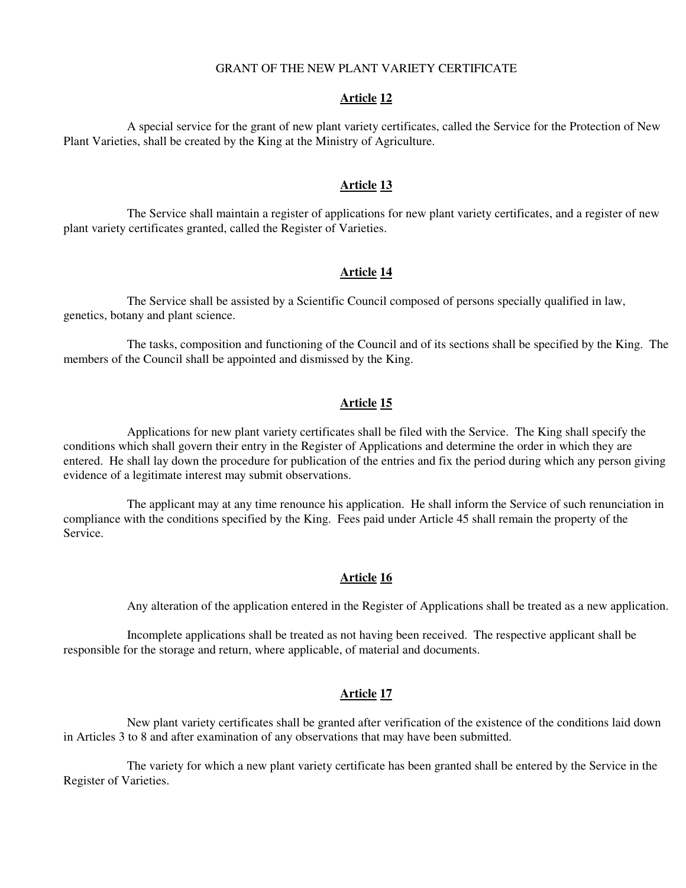## GRANT OF THE NEW PLANT VARIETY CERTIFICATE

### Article 12

A special service for the grant of new plant variety certificates, called the Service for the Protection of New Plant Varieties, shall be created by the King at the Ministry of Agriculture.

### Article 13

The Service shall maintain a register of applications for new plant variety certificates, and a register of new plant variety certificates granted, called the Register of Varieties.

### Article 14

The Service shall be assisted by a Scientific Council composed of persons specially qualified in law, genetics, botany and plant science.

The tasks, composition and functioning of the Council and of its sections shall be specified by the King. The members of the Council shall be appointed and dismissed by the King.

### Article 15

Applications for new plant variety certificates shall be filed with the Service. The King shall specify the conditions which shall govern their entry in the Register of Applications and determine the order in which they are entered. He shall lay down the procedure for publication of the entries and fix the period during which any person giving evidence of a legitimate interest may submit observations.

The applicant may at any time renounce his application. He shall inform the Service of such renunciation in compliance with the conditions specified by the King. Fees paid under Article 45 shall remain the property of the Service.

### Article 16

Any alteration of the application entered in the Register of Applications shall be treated as a new application.

Incomplete applications shall be treated as not having been received. The respective applicant shall be responsible for the storage and return, where applicable, of material and documents.

### Article 17

New plant variety certificates shall be granted after verification of the existence of the conditions laid down in Articles 3 to 8 and after examination of any observations that may have been submitted.

The variety for which a new plant variety certificate has been granted shall be entered by the Service in the Register of Varieties.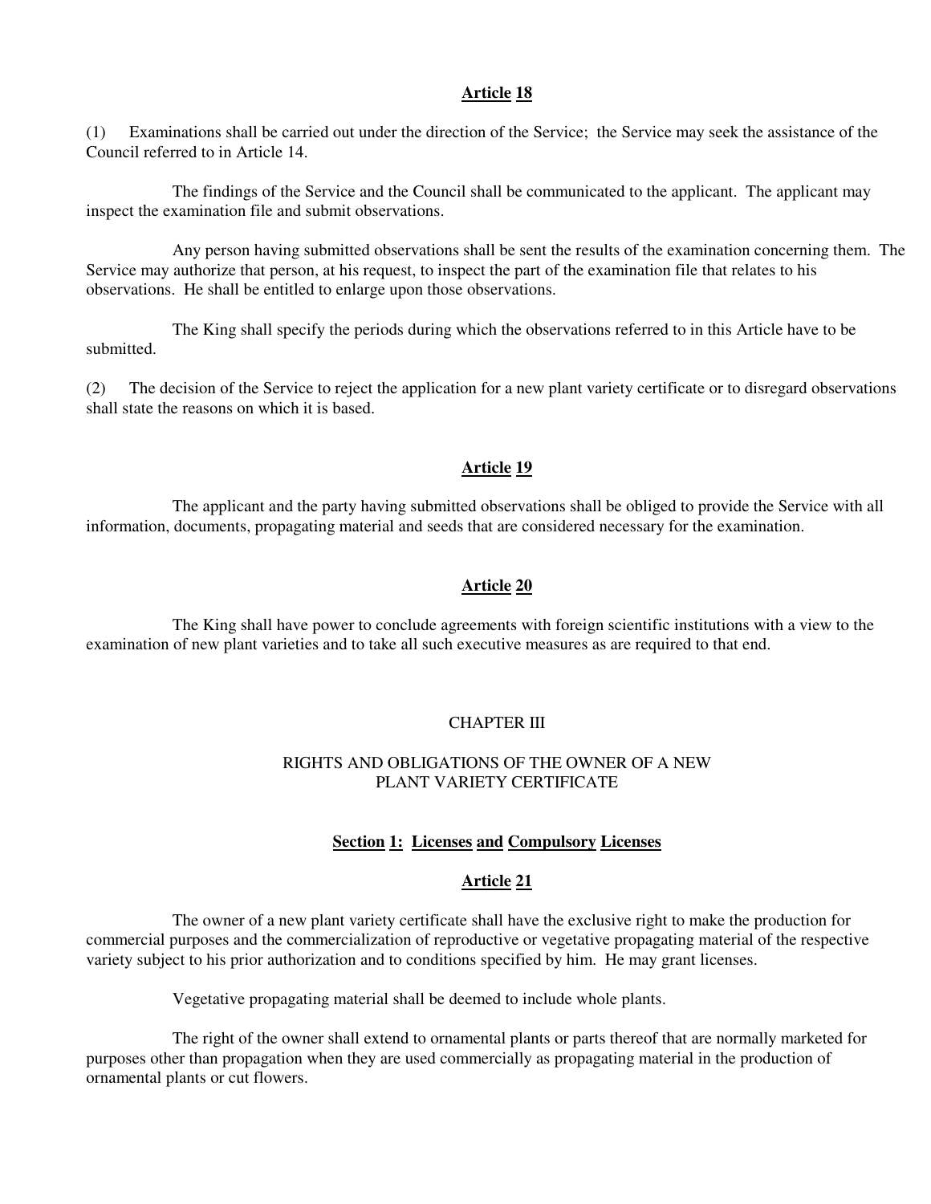**Article 18**

(1) Examinations shall be carried out under the direction of the Service; the Service may seek the assistance of the Council referred to in Article 14.

The findings of the Service and the Council shall be communicated to the applicant. The applicant may inspect the examination file and submit observations.

Any person having submitted observations shall be sent the results of the examination concerning them. The Service may authorize that person, at his request, to inspect the part of the examination file that relates to his observations. He shall be entitled to enlarge upon those observations.

The King shall specify the periods during which the observations referred to in this Article have to be submitted.

(2) The decision of the Service to reject the application for a new plant variety certificate or to disregard observations shall state the reasons on which it is based.

**Article 19**

The applicant and the party having submitted observations shall be obliged to provide the Service with all information, documents, propagating material and seeds that are considered necessary for the examination.

**Article 20**

The King shall have power to conclude agreements with foreign scientific institutions with a view to the examination of new plant varieties and to take all such executive measures as are required to that end.

## CHAPTER III

## RIGHTS AND OBLIGATIONS OF THE OWNER OF A NEW PLANT VARIETY CERTIFICATE

### Section 1: Licenses and Compulsory Licenses

**Article 21**

The owner of a new plant variety certificate shall have the exclusive right to make the production for commercial purposes and the commercialization of reproductive or vegetative propagating material of the respective variety subject to his prior authorization and to conditions specified by him. He may grant licenses.

Vegetative propagating material shall be deemed to include whole plants.

The right of the owner shall extend to ornamental plants or parts thereof that are normally marketed for purposes other than propagation when they are used commercially as propagating material in the production of ornamental plants or cut flowers.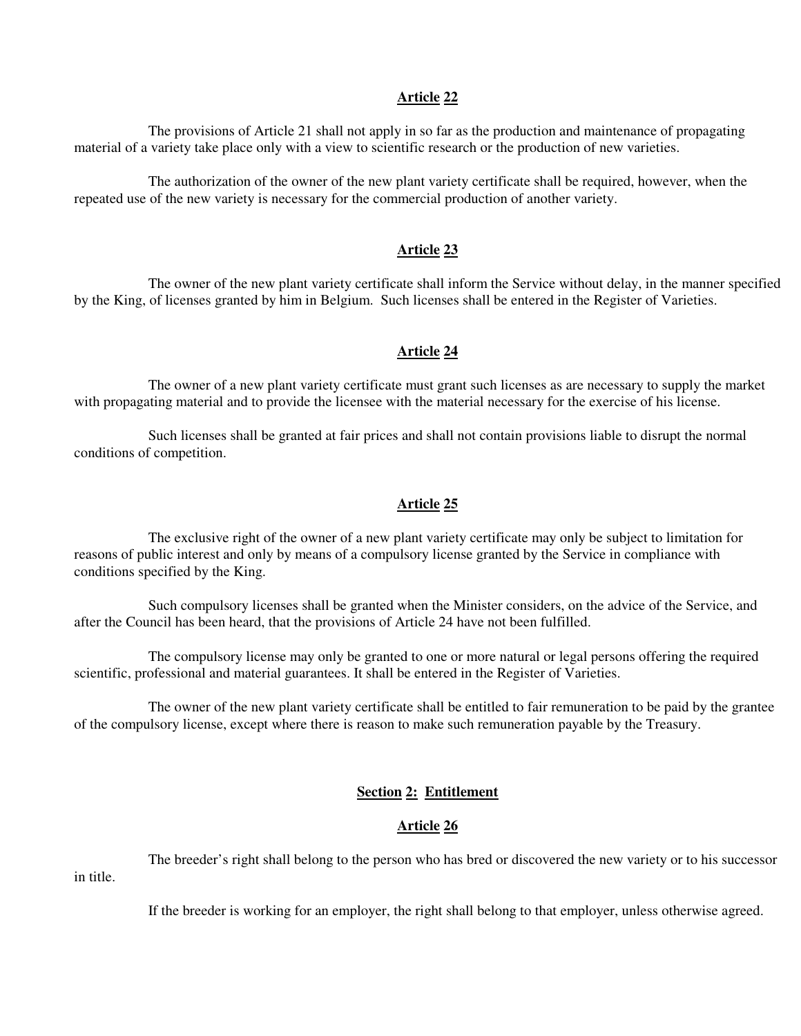**Article 22**

The provisions of Article 21 shall not apply in so far as the production and maintenance of propagating material of a variety take place only with a view to scientific research or the production of new varieties.

The authorization of the owner of the new plant variety certificate shall be required, however, when the repeated use of the new variety is necessary for the commercial production of another variety.

**Article 23**

The owner of the new plant variety certificate shall inform the Service without delay, in the manner specified by the King, of licenses granted by him in Belgium. Such licenses shall be entered in the Register of Varieties.

**Article 24**

The owner of a new plant variety certificate must grant such licenses as are necessary to supply the market with propagating material and to provide the licensee with the material necessary for the exercise of his license.

Such licenses shall be granted at fair prices and shall not contain provisions liable to disrupt the normal conditions of competition.

**Article 25**

The exclusive right of the owner of a new plant variety certificate may only be subject to limitation for reasons of public interest and only by means of a compulsory license granted by the Service in compliance with conditions specified by the King.

Such compulsory licenses shall be granted when the Minister considers, on the advice of the Service, and after the Council has been heard, that the provisions of Article 24 have not been fulfilled.

The compulsory license may only be granted to one or more natural or legal persons offering the required scientific, professional and material guarantees. It shall be entered in the Register of Varieties.

The owner of the new plant variety certificate shall be entitled to fair remuneration to be paid by the grantee of the compulsory license, except where there is reason to make such remuneration payable by the Treasury.

## Section 2: Entitlement

**Article 26**

The breeder's right shall belong to the person who has bred or discovered the new variety or to his successor in title.

If the breeder is working for an employer, the right shall belong to that employer, unless otherwise agreed.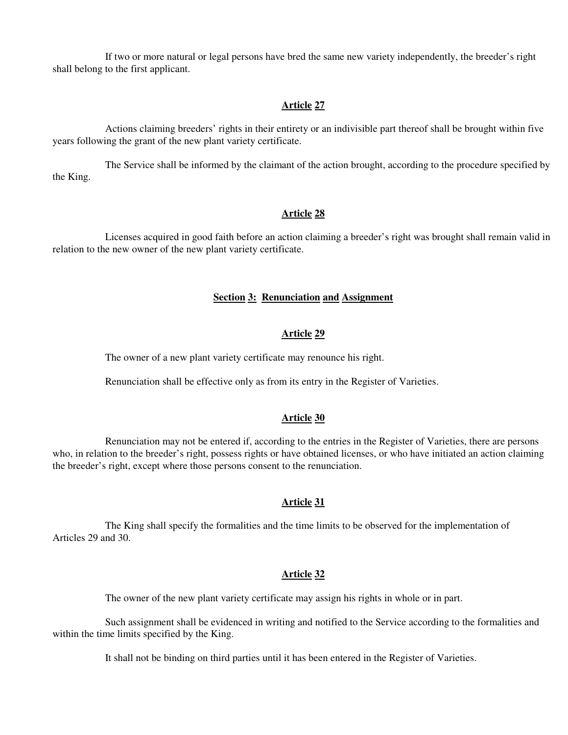If two or more natural or legal persons have bred the same new variety independently, the breeder's right shall belong to the first applicant.

### Article 27

Actions claiming breeders' rights in their entirety or an indivisible part thereof shall be brought within five years following the grant of the new plant variety certificate.

The Service shall be informed by the claimant of the action brought, according to the procedure specified by the King.

### Article 28

Licenses acquired in good faith before an action claiming a breeder's right was brought shall remain valid in relation to the new owner of the new plant variety certificate.

## Section 3: Renunciation and Assignment

### Article 29

The owner of a new plant variety certificate may renounce his right.

Renunciation shall be effective only as from its entry in the Register of Varieties.

### Article 30

Renunciation may not be entered if, according to the entries in the Register of Varieties, there are persons who, in relation to the breeder's right, possess rights or have obtained licenses, or who have initiated an action claiming the breeder's right, except where those persons consent to the renunciation.

### Article 31

The King shall specify the formalities and the time limits to be observed for the implementation of Articles 29 and 30.

### Article 32

The owner of the new plant variety certificate may assign his rights in whole or in part.

Such assignment shall be evidenced in writing and notified to the Service according to the formalities and within the time limits specified by the King.

It shall not be binding on third parties until it has been entered in the Register of Varieties.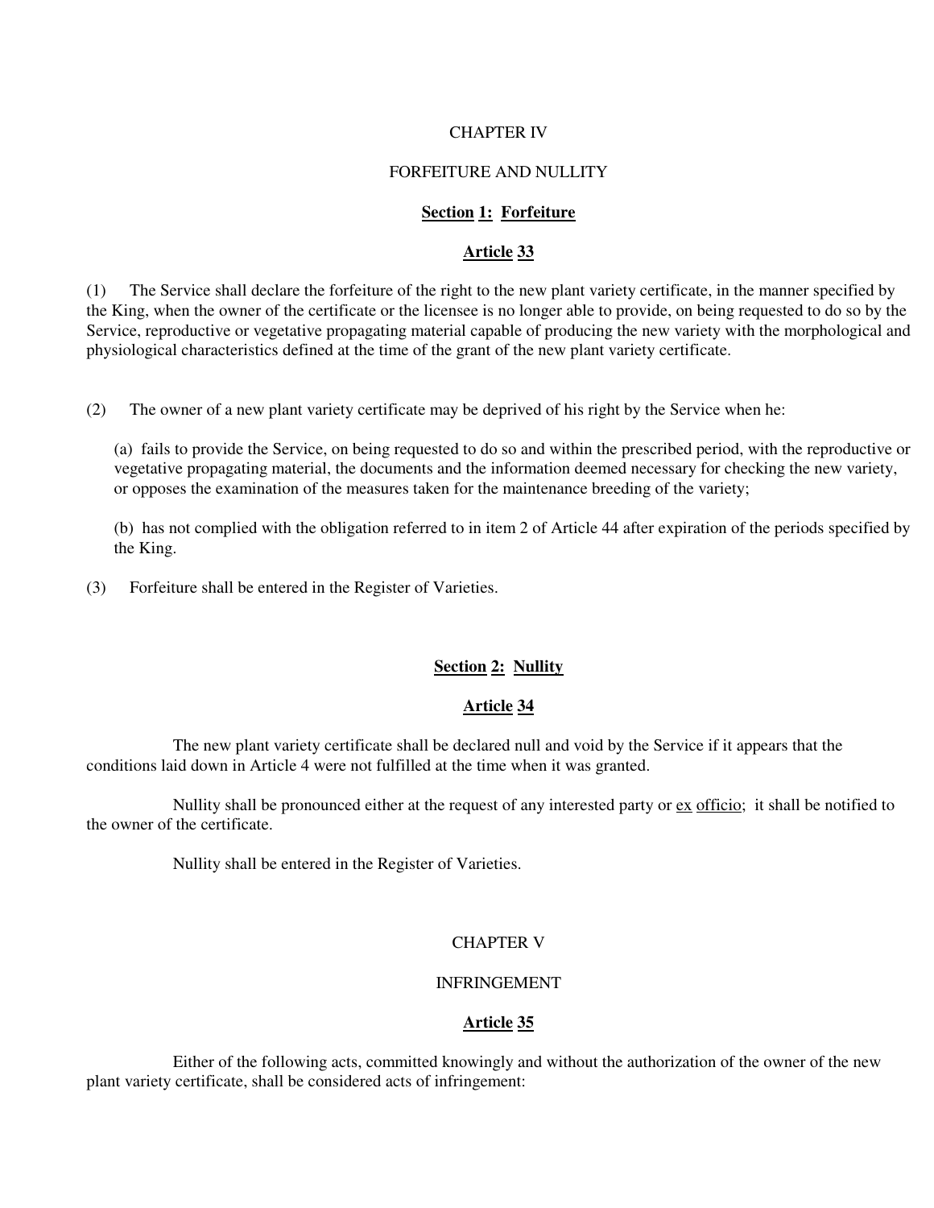## CHAPTER IV

## FORFEITURE AND NULLITY

### Section 1: Forfeiture

#### Article 33

(1) The Service shall declare the forfeiture of the right to the new plant variety certificate, in the manner specified by the King, when the owner of the certificate or the licensee is no longer able to provide, on being requested to do so by the Service, reproductive or vegetative propagating material capable of producing the new variety with the morphological and physiological characteristics defined at the time of the grant of the new plant variety certificate.

(2) The owner of a new plant variety certificate may be deprived of his right by the Service when he:

(a) fails to provide the Service, on being requested to do so and within the prescribed period, with the reproductive or vegetative propagating material, the documents and the information deemed necessary for checking the new variety, or opposes the examination of the measures taken for the maintenance breeding of the variety;

(b) has not complied with the obligation referred to in item 2 of Article 44 after expiration of the periods specified by the King.

(3) Forfeiture shall be entered in the Register of Varieties.

### Section 2: Nullity

#### Article 34

The new plant variety certificate shall be declared null and void by the Service if it appears that the conditions laid down in Article 4 were not fulfilled at the time when it was granted.

Nullity shall be pronounced either at the request of any interested party or *ex officio*; it shall be notified to the owner of the certificate.

Nullity shall be entered in the Register of Varieties.

## CHAPTER V

## INFRINGEMENT

#### Article 35

Either of the following acts, committed knowingly and without the authorization of the owner of the new plant variety certificate, shall be considered acts of infringement: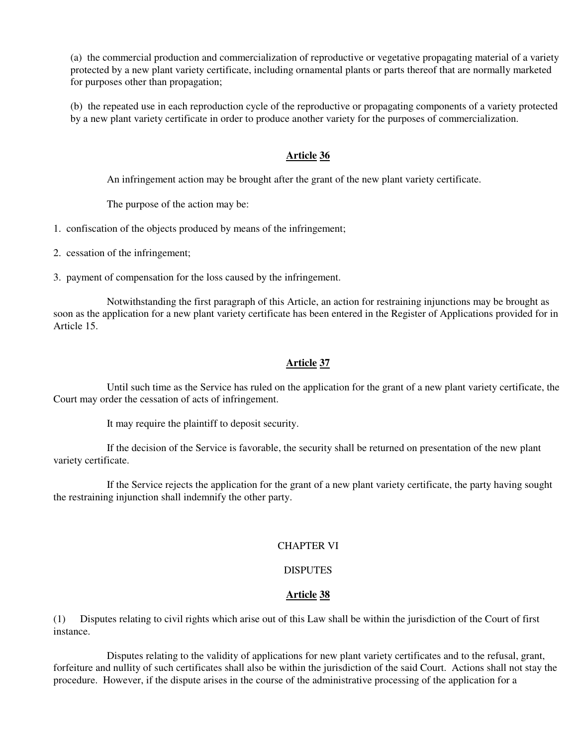(a) the commercial production and commercialization of reproductive or vegetative propagating material of a variety protected by a new plant variety certificate, including ornamental plants or parts thereof that are normally marketed for purposes other than propagation;

(b) the repeated use in each reproduction cycle of the reproductive or propagating components of a variety protected by a new plant variety certificate in order to produce another variety for the purposes of commercialization.

### Article 36

An infringement action may be brought after the grant of the new plant variety certificate.

The purpose of the action may be:

1. confiscation of the objects produced by means of the infringement;
2. cessation of the infringement;
3. payment of compensation for the loss caused by the infringement.

Notwithstanding the first paragraph of this Article, an action for restraining injunctions may be brought as soon as the application for a new plant variety certificate has been entered in the Register of Applications provided for in Article 15.

### Article 37

Until such time as the Service has ruled on the application for the grant of a new plant variety certificate, the Court may order the cessation of acts of infringement.

It may require the plaintiff to deposit security.

If the decision of the Service is favorable, the security shall be returned on presentation of the new plant variety certificate.

If the Service rejects the application for the grant of a new plant variety certificate, the party having sought the restraining injunction shall indemnify the other party.

## CHAPTER VI

## DISPUTES

### Article 38

(1) Disputes relating to civil rights which arise out of this Law shall be within the jurisdiction of the Court of first instance.

Disputes relating to the validity of applications for new plant variety certificates and to the refusal, grant, forfeiture and nullity of such certificates shall also be within the jurisdiction of the said Court. Actions shall not stay the procedure. However, if the dispute arises in the course of the administrative processing of the application for a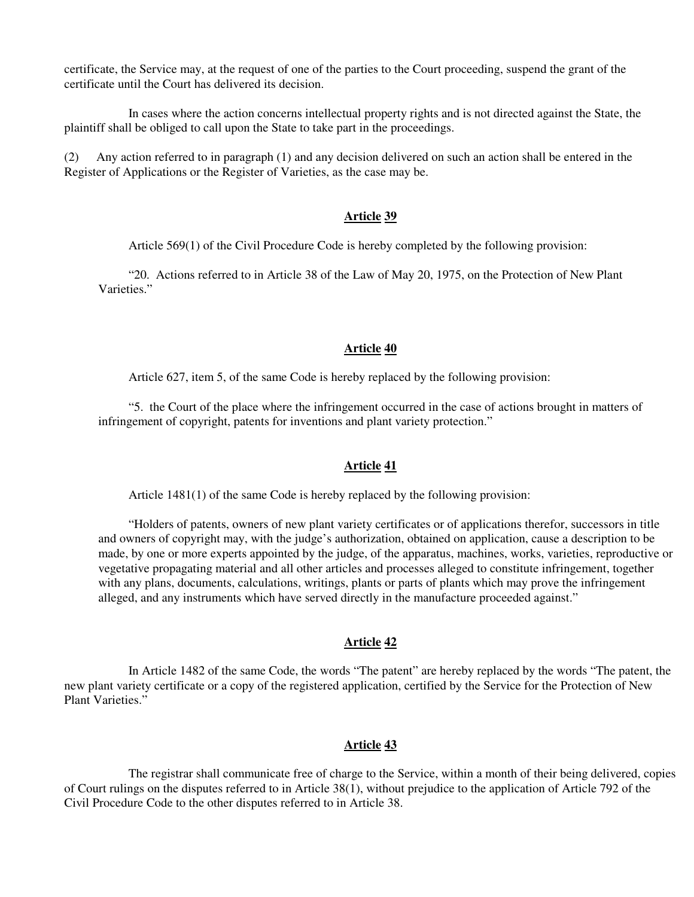certificate, the Service may, at the request of one of the parties to the Court proceeding, suspend the grant of the certificate until the Court has delivered its decision.

In cases where the action concerns intellectual property rights and is not directed against the State, the plaintiff shall be obliged to call upon the State to take part in the proceedings.

(2) Any action referred to in paragraph (1) and any decision delivered on such an action shall be entered in the Register of Applications or the Register of Varieties, as the case may be.

## Article 39

Article 569(1) of the Civil Procedure Code is hereby completed by the following provision:

> "20. Actions referred to in Article 38 of the Law of May 20, 1975, on the Protection of New Plant Varieties."

## Article 40

Article 627, item 5, of the same Code is hereby replaced by the following provision:

> "5. the Court of the place where the infringement occurred in the case of actions brought in matters of infringement of copyright, patents for inventions and plant variety protection."

## Article 41

Article 1481(1) of the same Code is hereby replaced by the following provision:

> "Holders of patents, owners of new plant variety certificates or of applications therefor, successors in title and owners of copyright may, with the judge's authorization, obtained on application, cause a description to be made, by one or more experts appointed by the judge, of the apparatus, machines, works, varieties, reproductive or vegetative propagating material and all other articles and processes alleged to constitute infringement, together with any plans, documents, calculations, writings, plants or parts of plants which may prove the infringement alleged, and any instruments which have served directly in the manufacture proceeded against."

## Article 42

In Article 1482 of the same Code, the words "The patent" are hereby replaced by the words "The patent, the new plant variety certificate or a copy of the registered application, certified by the Service for the Protection of New Plant Varieties."

## Article 43

The registrar shall communicate free of charge to the Service, within a month of their being delivered, copies of Court rulings on the disputes referred to in Article 38(1), without prejudice to the application of Article 792 of the Civil Procedure Code to the other disputes referred to in Article 38.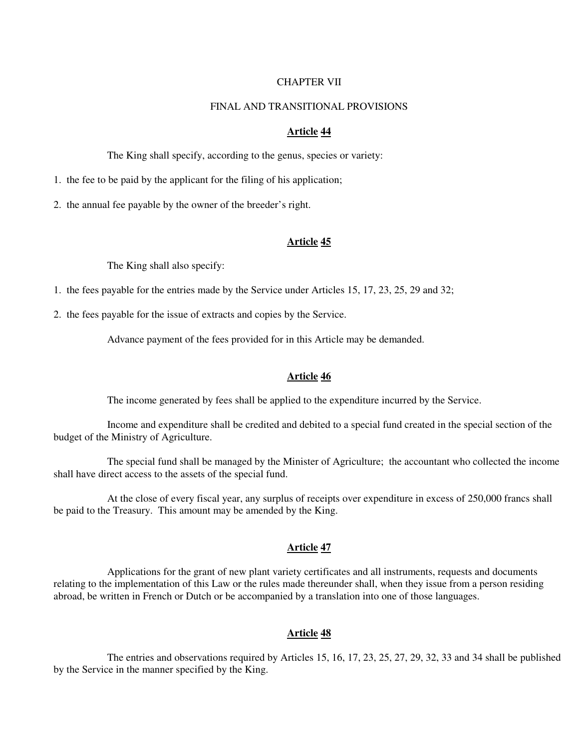## CHAPTER VII

## FINAL AND TRANSITIONAL PROVISIONS

### Article 44

The King shall specify, according to the genus, species or variety:

1. the fee to be paid by the applicant for the filing of his application;
2. the annual fee payable by the owner of the breeder's right.

### Article 45

The King shall also specify:

1. the fees payable for the entries made by the Service under Articles 15, 17, 23, 25, 29 and 32;
2. the fees payable for the issue of extracts and copies by the Service.

Advance payment of the fees provided for in this Article may be demanded.

### Article 46

The income generated by fees shall be applied to the expenditure incurred by the Service.

Income and expenditure shall be credited and debited to a special fund created in the special section of the budget of the Ministry of Agriculture.

The special fund shall be managed by the Minister of Agriculture; the accountant who collected the income shall have direct access to the assets of the special fund.

At the close of every fiscal year, any surplus of receipts over expenditure in excess of 250,000 francs shall be paid to the Treasury. This amount may be amended by the King.

### Article 47

Applications for the grant of new plant variety certificates and all instruments, requests and documents relating to the implementation of this Law or the rules made thereunder shall, when they issue from a person residing abroad, be written in French or Dutch or be accompanied by a translation into one of those languages.

### Article 48

The entries and observations required by Articles 15, 16, 17, 23, 25, 27, 29, 32, 33 and 34 shall be published by the Service in the manner specified by the King.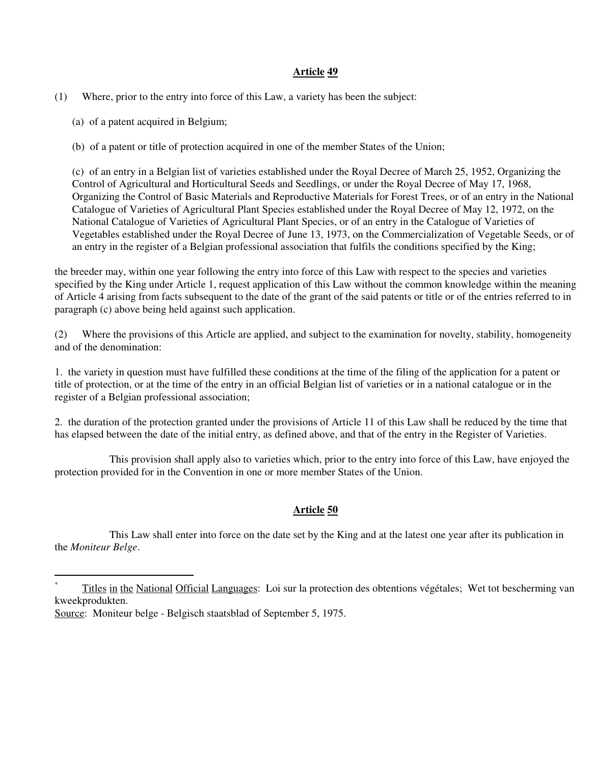## Article 49

(1) Where, prior to the entry into force of this Law, a variety has been the subject:

(a) of a patent acquired in Belgium;

(b) of a patent or title of protection acquired in one of the member States of the Union;

(c) of an entry in a Belgian list of varieties established under the Royal Decree of March 25, 1952, Organizing the Control of Agricultural and Horticultural Seeds and Seedlings, or under the Royal Decree of May 17, 1968, Organizing the Control of Basic Materials and Reproductive Materials for Forest Trees, or of an entry in the National Catalogue of Varieties of Agricultural Plant Species established under the Royal Decree of May 12, 1972, on the National Catalogue of Varieties of Agricultural Plant Species, or of an entry in the Catalogue of Varieties of Vegetables established under the Royal Decree of June 13, 1973, on the Commercialization of Vegetable Seeds, or of an entry in the register of a Belgian professional association that fulfils the conditions specified by the King;

the breeder may, within one year following the entry into force of this Law with respect to the species and varieties specified by the King under Article 1, request application of this Law without the common knowledge within the meaning of Article 4 arising from facts subsequent to the date of the grant of the said patents or title or of the entries referred to in paragraph (c) above being held against such application.

(2) Where the provisions of this Article are applied, and subject to the examination for novelty, stability, homogeneity and of the denomination:

1. the variety in question must have fulfilled these conditions at the time of the filing of the application for a patent or title of protection, or at the time of the entry in an official Belgian list of varieties or in a national catalogue or in the register of a Belgian professional association;

2. the duration of the protection granted under the provisions of Article 11 of this Law shall be reduced by the time that has elapsed between the date of the initial entry, as defined above, and that of the entry in the Register of Varieties.

This provision shall apply also to varieties which, prior to the entry into force of this Law, have enjoyed the protection provided for in the Convention in one or more member States of the Union.

## Article 50

This Law shall enter into force on the date set by the King and at the latest one year after its publication in the *Moniteur Belge*.

---

* Titles in the National Official Languages: Loi sur la protection des obtentions végétales; Wet tot bescherming van kweekprodukten.

Source: Moniteur belge - Belgisch staatsblad of September 5, 1975.